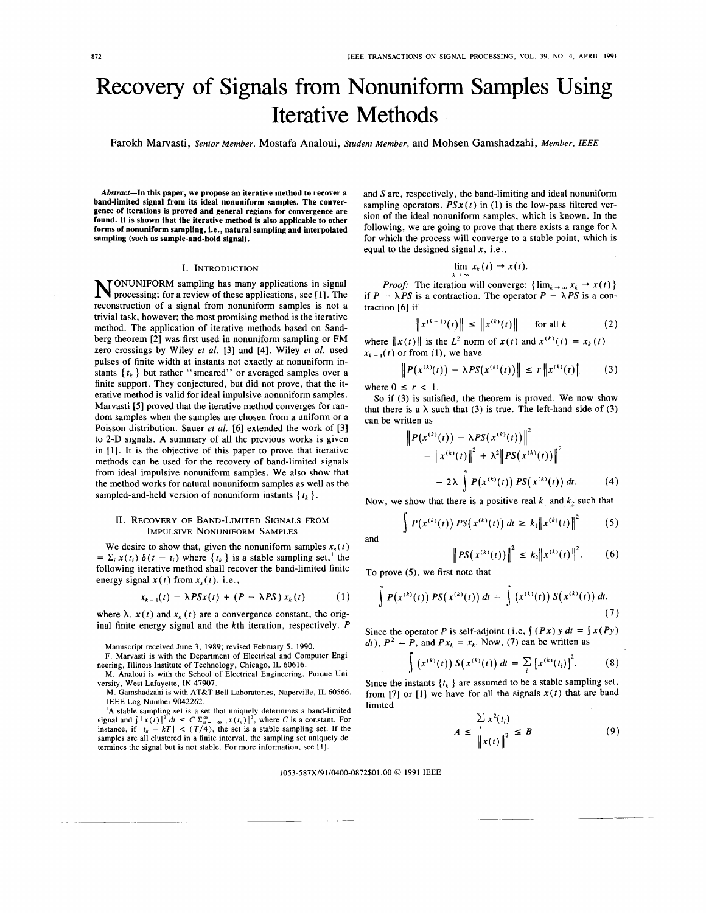# Recovery of Signals from Nonuniform Samples Using Iterative Methods

Farokh Marvasti, *Senior Member*, Mostafa Analoui, *Student Member*, and Mohsen Gamshadzahi, *Member, IEEE*

***Abstract*—In this paper, we propose an iterative method to recover a band-limited signal from its ideal nonuniform samples. The convergence of iterations is proved and general regions for convergence are found. It is shown that the iterative method is also applicable to other forms of nonuniform sampling, i.e., natural sampling and interpolated sampling (such as sample-and-hold signal).**

## I. Introduction

Nonuniform sampling has many applications in signal processing; for a review of these applications, see [1]. The reconstruction of a signal from nonuniform samples is not a trivial task, however; the most promising method is the iterative method. The application of iterative methods based on Sandberg theorem [2] was first used in nonuniform sampling or FM zero crossings by Wiley *et al.* [3] and [4]. Wiley *et al.* used pulses of finite width at instants not exactly at nonuniform instants $\{t_k\}$ but rather "smeared" or averaged samples over a finite support. They conjectured, but did not prove, that the iterative method is valid for ideal impulsive nonuniform samples. Marvasti [5] proved that the iterative method converges for random samples when the samples are chosen from a uniform or a Poisson distribution. Sauer *et al.* [6] extended the work of [3] to 2-D signals. A summary of all the previous works is given in [1]. It is the objective of this paper to prove that iterative methods can be used for the recovery of band-limited signals from ideal impulsive nonuniform samples. We also show that the method works for natural nonuniform samples as well as the sampled-and-held version of nonuniform instants $\{t_k\}$.

## II. Recovery of Band-Limited Signals from Impulsive Nonuniform Samples

We desire to show that, given the nonuniform samples $x_s(t) = \sum_i x(t_i)\,\delta(t - t_i)$ where $\{t_k\}$ is a stable sampling set,[1] the following iterative method shall recover the band-limited finite energy signal $x(t)$ from $x_s(t)$, i.e.,

$$x_{k+1}(t) = \lambda PSx(t) + (P - \lambda PS)\,x_k(t) \qquad (1)$$

where $\lambda$, $x(t)$ and $x_k(t)$ are a convergence constant, the original finite energy signal and the $k$th iteration, respectively. $P$ and $S$ are, respectively, the band-limiting and ideal nonuniform sampling operators. $PSx(t)$ in (1) is the low-pass filtered version of the ideal nonuniform samples, which is known. In the following, we are going to prove that there exists a range for $\lambda$ for which the process will converge to a stable point, which is equal to the designed signal $x$, i.e.,

$$\lim_{k \to \infty} x_k(t) \to x(t).$$

*Proof:* The iteration will converge: $\{\lim_{k\to\infty} x_k \to x(t)\}$ if $P - \lambda PS$ is a contraction. The operator $P - \lambda PS$ is a contraction [6] if

$$\left\|x^{(k+1)}(t)\right\| \le \left\|x^{(k)}(t)\right\| \qquad \text{for all } k \qquad (2)$$

where $\|x(t)\|$ is the $L^2$ norm of $x(t)$ and $x^{(k)}(t) = x_k(t) - x_{k-1}(t)$ or from (1), we have

$$\left\|P(x^{(k)}(t)) - \lambda PS(x^{(k)}(t))\right\| \le r\left\|x^{(k)}(t)\right\| \qquad (3)$$

where $0 \le r < 1$.

So if (3) is satisfied, the theorem is proved. We now show that there is a $\lambda$ such that (3) is true. The left-hand side of (3) can be written as

$$\begin{aligned}\left\|P(x^{(k)}(t)) - \lambda PS(x^{(k)}(t))\right\|^2 &= \left\|x^{(k)}(t)\right\|^2 + \lambda^2\left\|PS(x^{(k)}(t))\right\|^2 \\ &\quad - 2\lambda \int P(x^{(k)}(t))\,PS(x^{(k)}(t))\,dt. \end{aligned} \qquad (4)$$

Now, we show that there is a positive real $k_1$ and $k_2$ such that

$$\int P(x^{(k)}(t))\,PS(x^{(k)}(t))\,dt \ge k_1\left\|x^{(k)}(t)\right\|^2 \qquad (5)$$

and

$$\left\|PS(x^{(k)}(t))\right\|^2 \le k_2\left\|x^{(k)}(t)\right\|^2. \qquad (6)$$

To prove (5), we first note that

$$\int P(x^{(k)}(t))\,PS(x^{(k)}(t))\,dt = \int (x^{(k)}(t))\,S(x^{(k)}(t))\,dt. \qquad (7)$$

Since the operator $P$ is self-adjoint (i.e, $\int (Px)\,y\,dt = \int x(Py)\,dt$), $P^2 = P$, and $Px_k = x_k$. Now, (7) can be written as

$$\int (x^{(k)}(t))\,S(x^{(k)}(t))\,dt = \sum_i \left[x^{(k)}(t_i)\right]^2. \qquad (8)$$

Since the instants $\{t_k\}$ are assumed to be a stable sampling set, from [7] or [1] we have for all the signals $x(t)$ that are band limited

$$A \le \frac{\sum_i x^2(t_i)}{\left\|x(t)\right\|^2} \le B \qquad (9)$$

---

Manuscript received June 3, 1989; revised February 5, 1990.

F. Marvasti is with the Department of Electrical and Computer Engineering, Illinois Institute of Technology, Chicago, IL 60616.

M. Analoui is with the School of Electrical Engineering, Purdue University, West Lafayette, IN 47907.

M. Gamshadzahi is with AT&T Bell Laboratories, Naperville, IL 60566.

IEEE Log Number 9042262.

[1] A stable sampling set is a set that uniquely determines a band-limited signal and $\int |x(t)|^2\,dt \le C \sum_{n=-\infty}^{\infty} |x(t_n)|^2$, where $C$ is a constant. For instance, if $|t_k - kT| < (T/4)$, the set is a stable sampling set. If the samples are all clustered in a finite interval, the sampling set uniquely determines the signal but is not stable. For more information, see [1].

1053-587X/91/0400-0872$01.00 © 1991 IEEE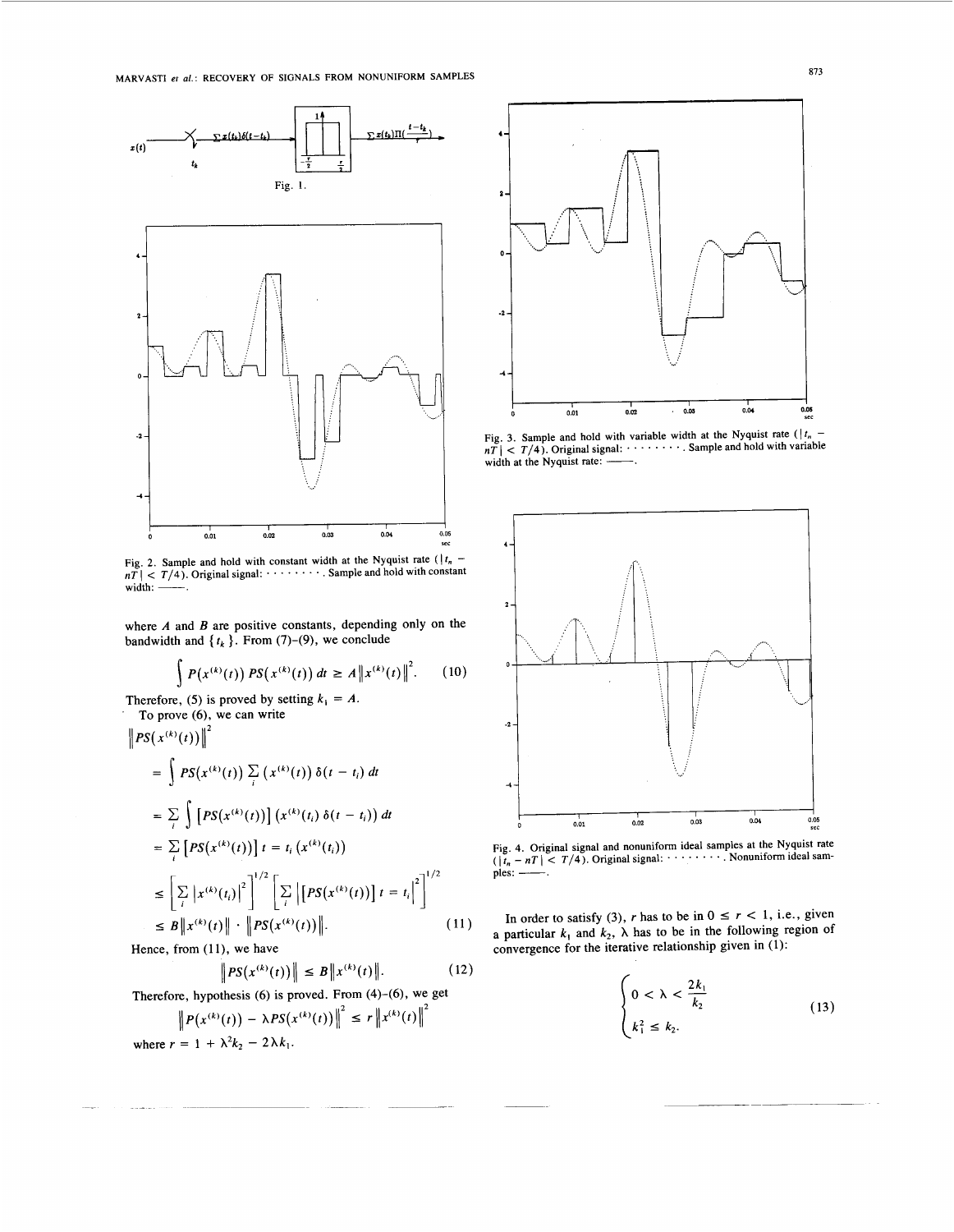Fig. 1.

Fig. 2. Sample and hold with constant width at the Nyquist rate ($|t_n - nT| < T/4$). Original signal: $\cdots\cdots\cdots$. Sample and hold with constant width: ——.

where $A$ and $B$ are positive constants, depending only on the bandwidth and $\{t_k\}$. From (7)–(9), we conclude

$$\int P(x^{(k)}(t))\, PS(x^{(k)}(t))\, dt \geq A\left\|x^{(k)}(t)\right\|^2. \tag{10}$$

Therefore, (5) is proved by setting $k_1 = A$.

To prove (6), we can write

$$\begin{aligned}
&\left\|PS(x^{(k)}(t))\right\|^2 \\
&= \int PS(x^{(k)}(t)) \sum_i (x^{(k)}(t))\, \delta(t - t_i)\, dt \\
&= \sum_i \int \left[PS(x^{(k)}(t))\right] (x^{(k)}(t_i)\, \delta(t - t_i))\, dt \\
&= \sum_i \left[PS(x^{(k)}(t))\right] t = t_i\, (x^{(k)}(t_i)) \\
&\leq \left[\sum_i \left|x^{(k)}(t_i)\right|^2\right]^{1/2} \left[\sum_i \left|\left[PS(x^{(k)}(t))\right] t = t_i\right|^2\right]^{1/2} \\
&\leq B\left\|x^{(k)}(t)\right\| \cdot \left\|PS(x^{(k)}(t))\right\|.
\end{aligned} \tag{11}$$

Hence, from (11), we have

$$\left\|PS(x^{(k)}(t))\right\| \leq B\left\|x^{(k)}(t)\right\|. \tag{12}$$

Therefore, hypothesis (6) is proved. From (4)–(6), we get

$$\left\|P(x^{(k)}(t)) - \lambda PS(x^{(k)}(t))\right\|^2 \leq r\left\|x^{(k)}(t)\right\|^2$$

where $r = 1 + \lambda^2 k_2 - 2\lambda k_1$.

Fig. 3. Sample and hold with variable width at the Nyquist rate ($|t_n - nT| < T/4$). Original signal: $\cdots\cdots\cdots$. Sample and hold with variable width at the Nyquist rate: ——.

Fig. 4. Original signal and nonuniform ideal samples at the Nyquist rate ($|t_n - nT| < T/4$). Original signal: $\cdots\cdots\cdots$. Nonuniform ideal samples: ——.

In order to satisfy (3), $r$ has to be in $0 \leq r < 1$, i.e., given a particular $k_1$ and $k_2$, $\lambda$ has to be in the following region of convergence for the iterative relationship given in (1):

$$\begin{cases} 0 < \lambda < \dfrac{2k_1}{k_2} \\ k_1^2 \leq k_2. \end{cases} \tag{13}$$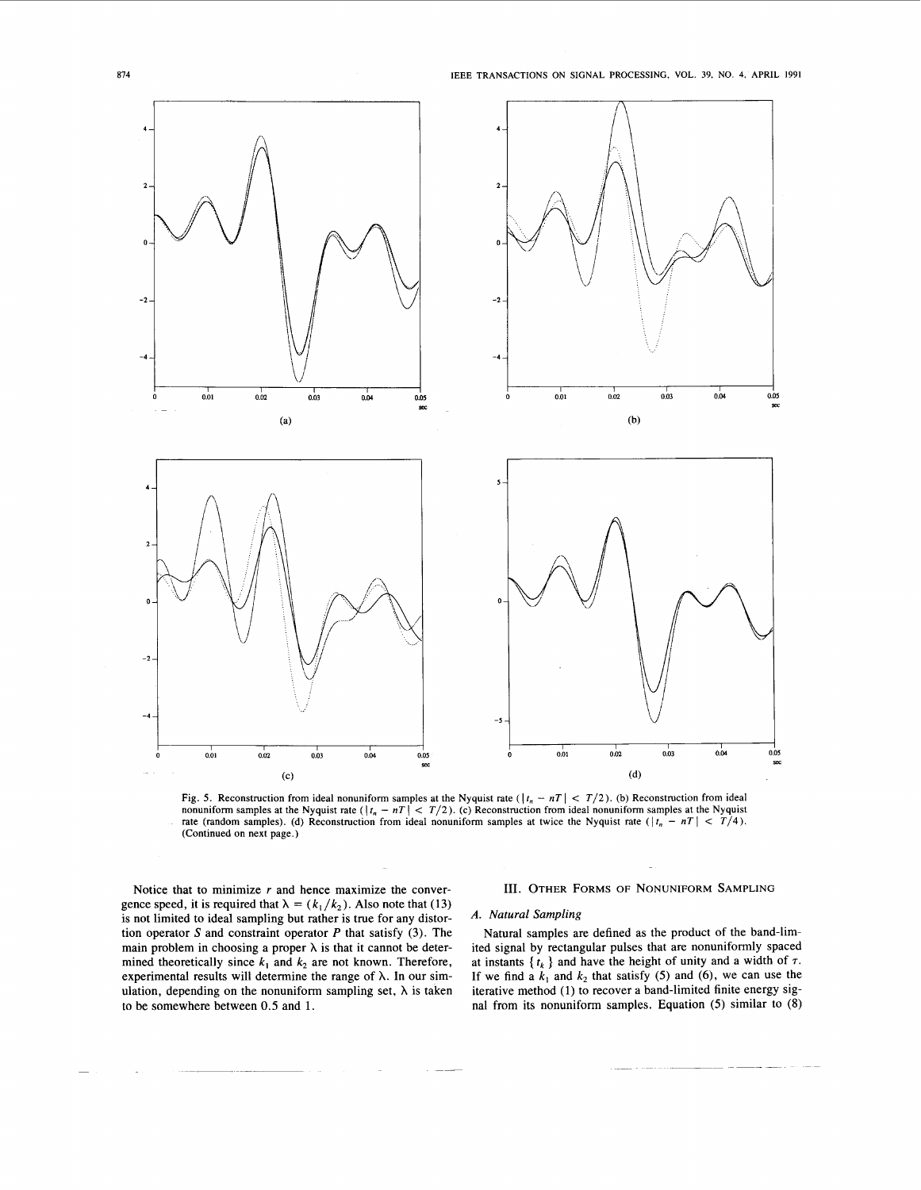Fig. 5. Reconstruction from ideal nonuniform samples at the Nyquist rate ($|t_n - nT| < T/2$). (b) Reconstruction from ideal nonuniform samples at the Nyquist rate ($|t_n - nT| < T/2$). (c) Reconstruction from ideal nonuniform samples at the Nyquist rate (random samples). (d) Reconstruction from ideal nonuniform samples at twice the Nyquist rate ($|t_n - nT| < T/4$). (Continued on next page.)

Notice that to minimize $r$ and hence maximize the convergence speed, it is required that $\lambda = (k_1/k_2)$. Also note that (13) is not limited to ideal sampling but rather is true for any distortion operator $S$ and constraint operator $P$ that satisfy (3). The main problem in choosing a proper $\lambda$ is that it cannot be determined theoretically since $k_1$ and $k_2$ are not known. Therefore, experimental results will determine the range of $\lambda$. In our simulation, depending on the nonuniform sampling set, $\lambda$ is taken to be somewhere between 0.5 and 1.

## III. Other Forms of Nonuniform Sampling

### A. Natural Sampling

Natural samples are defined as the product of the band-limited signal by rectangular pulses that are nonuniformly spaced at instants $\{t_k\}$ and have the height of unity and a width of $\tau$. If we find a $k_1$ and $k_2$ that satisfy (5) and (6), we can use the iterative method (1) to recover a band-limited finite energy signal from its nonuniform samples. Equation (5) similar to (8)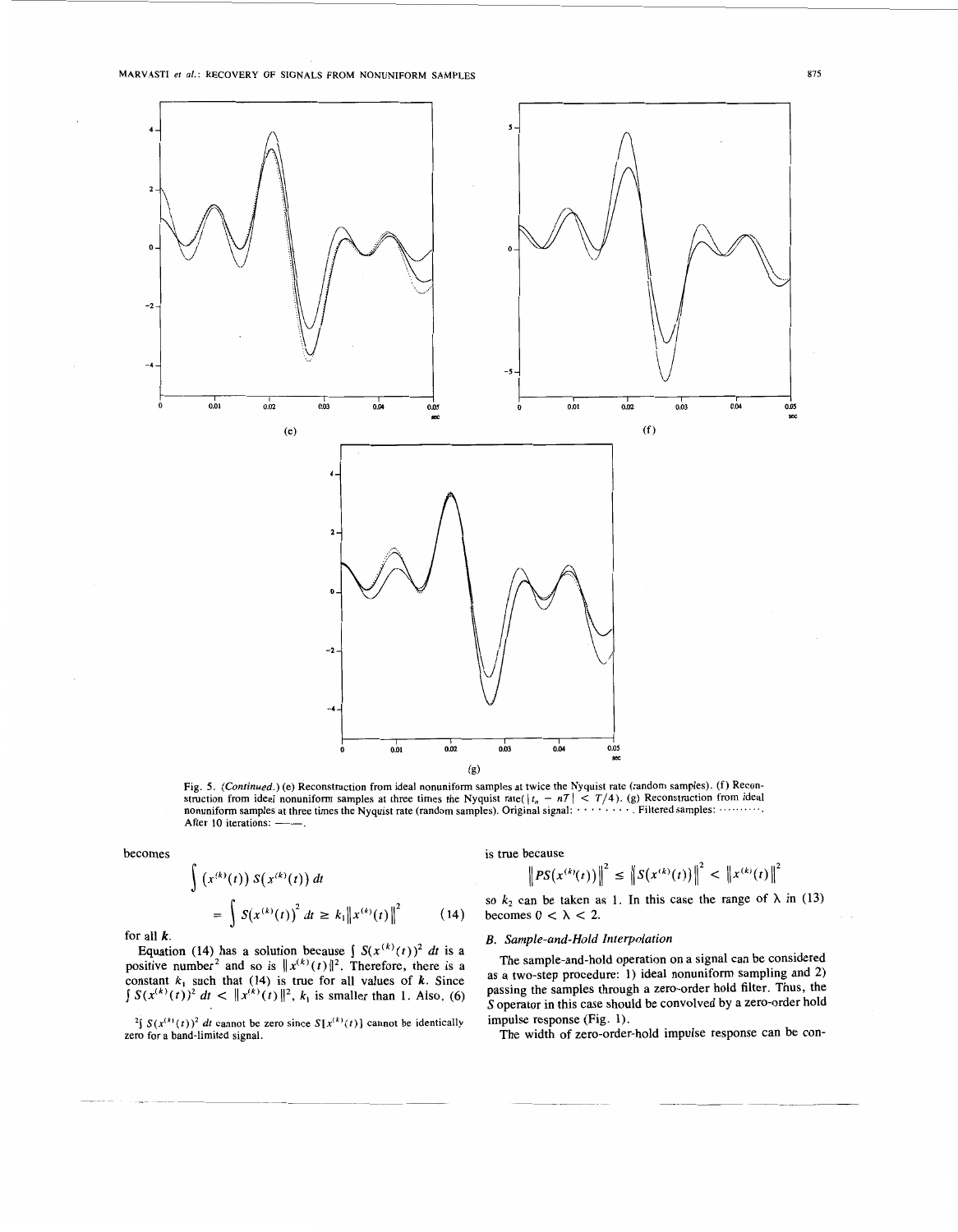Fig. 5. (*Continued.*) (e) Reconstruction from ideal nonuniform samples at twice the Nyquist rate (random samples). (f) Reconstruction from ideal nonuniform samples at three times the Nyquist rate($|t_n - nT| < T/4$). (g) Reconstruction from ideal nonuniform samples at three times the Nyquist rate (random samples). Original signal: · · · · · · · · · . Filtered samples: ·········· . After 10 iterations: ——.

becomes

$$\int \left(x^{(k)}(t)\right) S\left(x^{(k)}(t)\right) dt$$
$$= \int S\left(x^{(k)}(t)\right)^2 dt \geq k_1 \left\| x^{(k)}(t) \right\|^2 \qquad (14)$$

for all $k$.

Equation (14) has a solution because $\int S(x^{(k)}(t))^2 \, dt$ is a positive number[2] and so is $\|x^{(k)}(t)\|^2$. Therefore, there is a constant $k_1$ such that (14) is true for all values of $k$. Since $\int S(x^{(k)}(t))^2 \, dt < \|x^{(k)}(t)\|^2$, $k_1$ is smaller than 1. Also, (6) is true because

$$\left\| PS\left(x^{(k)}(t)\right) \right\|^2 \leq \left\| S\left(x^{(k)}(t)\right) \right\|^2 < \left\| x^{(k)}(t) \right\|^2$$

so $k_2$ can be taken as 1. In this case the range of $\lambda$ in (13) becomes $0 < \lambda < 2$.

[2] $\int S(x^{(k)}(t))^2 \, dt$ cannot be zero since $S[x^{(k)}(t)]$ cannot be identically zero for a band-limited signal.

### B. Sample-and-Hold Interpolation

The sample-and-hold operation on a signal can be considered as a two-step procedure: 1) ideal nonuniform sampling and 2) passing the samples through a zero-order hold filter. Thus, the $S$ operator in this case should be convolved by a zero-order hold impulse response (Fig. 1).

The width of zero-order-hold impulse response can be con-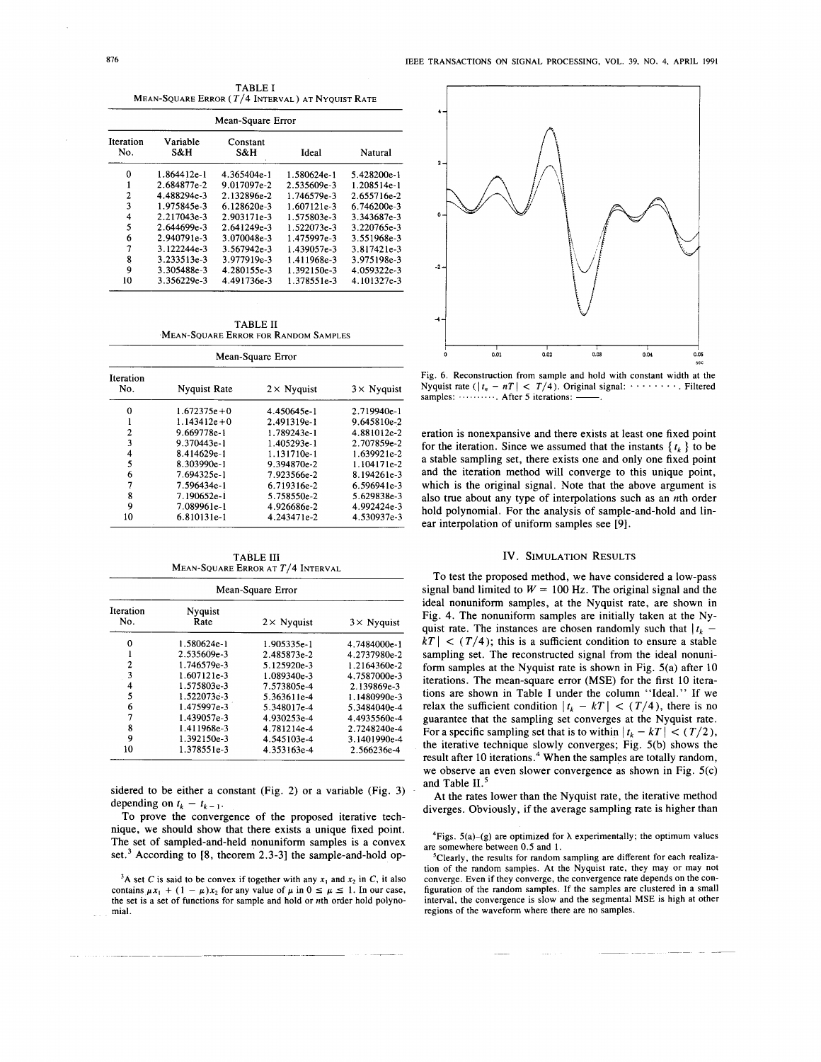TABLE I
MEAN-SQUARE ERROR ($T/4$ INTERVAL) AT NYQUIST RATE

| Iteration No. | Mean-Square Error | | | |
|---|---|---|---|---|
| | Variable S&H | Constant S&H | Ideal | Natural |
| 0 | 1.864412e-1 | 4.365404e-1 | 1.580624e-1 | 5.428200e-1 |
| 1 | 2.684877e-2 | 9.017097e-2 | 2.535609e-3 | 1.208514e-1 |
| 2 | 4.488294e-3 | 2.132896e-2 | 1.746579e-3 | 2.655716e-2 |
| 3 | 1.975845e-3 | 6.128620e-3 | 1.607121e-3 | 6.746200e-3 |
| 4 | 2.217043e-3 | 2.903171e-3 | 1.575803e-3 | 3.343687e-3 |
| 5 | 2.644699e-3 | 2.641249e-3 | 1.522073e-3 | 3.220765e-3 |
| 6 | 2.940791e-3 | 3.070048e-3 | 1.475997e-3 | 3.551968e-3 |
| 7 | 3.122244e-3 | 3.567942e-3 | 1.439057e-3 | 3.817421e-3 |
| 8 | 3.233513e-3 | 3.977919e-3 | 1.411968e-3 | 3.975198e-3 |
| 9 | 3.305488e-3 | 4.280155e-3 | 1.392150e-3 | 4.059322e-3 |
| 10 | 3.356229e-3 | 4.491736e-3 | 1.378551e-3 | 4.101327e-3 |

TABLE II
MEAN-SQUARE ERROR FOR RANDOM SAMPLES

| Iteration No. | Mean-Square Error | | |
|---|---|---|---|
| | Nyquist Rate | $2\times$ Nyquist | $3\times$ Nyquist |
| 0 | 1.672375e+0 | 4.450645e-1 | 2.719940e-1 |
| 1 | 1.143412e+0 | 2.491319e-1 | 9.645810e-2 |
| 2 | 9.669778e-1 | 1.789243e-1 | 4.881012e-2 |
| 3 | 9.370443e-1 | 1.405293e-1 | 2.707859e-2 |
| 4 | 8.414629e-1 | 1.131710e-1 | 1.639921e-2 |
| 5 | 8.303990e-1 | 9.394870e-2 | 1.104171e-2 |
| 6 | 7.694325e-1 | 7.923566e-2 | 8.194261e-3 |
| 7 | 7.596434e-1 | 6.719316e-2 | 6.596941e-3 |
| 8 | 7.190652e-1 | 5.758550e-2 | 5.629838e-3 |
| 9 | 7.089961e-1 | 4.926686e-2 | 4.992424e-3 |
| 10 | 6.810131e-1 | 4.243471e-2 | 4.530937e-3 |

TABLE III
MEAN-SQUARE ERROR AT $T/4$ INTERVAL

| Iteration No. | Mean-Square Error | | |
|---|---|---|---|
| | Nyquist Rate | $2\times$ Nyquist | $3\times$ Nyquist |
| 0 | 1.580624e-1 | 1.905335e-1 | 4.7484000e-1 |
| 1 | 2.535609e-3 | 2.485873e-2 | 4.2737980e-2 |
| 2 | 1.746579e-3 | 5.125920e-3 | 1.2164360e-2 |
| 3 | 1.607121e-3 | 1.089340e-3 | 4.7587000e-3 |
| 4 | 1.575803e-3 | 7.573805e-4 | 2.139869e-3 |
| 5 | 1.522073e-3 | 5.363611e-4 | 1.1480990e-3 |
| 6 | 1.475997e-3 | 5.348017e-4 | 5.3484040e-4 |
| 7 | 1.439057e-3 | 4.930253e-4 | 4.4935560e-4 |
| 8 | 1.411968e-3 | 4.781214e-4 | 2.7248240e-4 |
| 9 | 1.392150e-3 | 4.545103e-4 | 3.1401990e-4 |
| 10 | 1.378551e-3 | 4.353163e-4 | 2.566236e-4 |

sidered to be either a constant (Fig. 2) or a variable (Fig. 3) depending on $t_k - t_{k-1}$.

To prove the convergence of the proposed iterative technique, we should show that there exists a unique fixed point. The set of sampled-and-held nonuniform samples is a convex set.[3] According to [8, theorem 2.3-3] the sample-and-hold operation is nonexpansive and there exists at least one fixed point for the iteration. Since we assumed that the instants $\{t_k\}$ to be a stable sampling set, there exists one and only one fixed point and the iteration method will converge to this unique point, which is the original signal. Note that the above argument is also true about any type of interpolations such as an $n$th order hold polynomial. For the analysis of sample-and-hold and linear interpolation of uniform samples see [9].

Fig. 6. Reconstruction from sample and hold with constant width at the Nyquist rate ($|t_n - nT| < T/4$). Original signal: ········. Filtered samples: ··········. After 5 iterations: ——.

## IV. SIMULATION RESULTS

To test the proposed method, we have considered a low-pass signal band limited to $W = 100$ Hz. The original signal and the ideal nonuniform samples, at the Nyquist rate, are shown in Fig. 4. The nonuniform samples are initially taken at the Nyquist rate. The instances are chosen randomly such that $|t_k - kT| < (T/4)$; this is a sufficient condition to ensure a stable sampling set. The reconstructed signal from the ideal nonuniform samples at the Nyquist rate is shown in Fig. 5(a) after 10 iterations. The mean-square error (MSE) for the first 10 iterations are shown in Table I under the column "Ideal." If we relax the sufficient condition $|t_k - kT| < (T/4)$, there is no guarantee that the sampling set converges at the Nyquist rate. For a specific sampling set that is to within $|t_k - kT| < (T/2)$, the iterative technique slowly converges; Fig. 5(b) shows the result after 10 iterations.[4] When the samples are totally random, we observe an even slower convergence as shown in Fig. 5(c) and Table II.[5]

At the rates lower than the Nyquist rate, the iterative method diverges. Obviously, if the average sampling rate is higher than

[3] A set $C$ is said to be convex if together with any $x_1$ and $x_2$ in $C$, it also contains $\mu x_1 + (1 - \mu)x_2$ for any value of $\mu$ in $0 \leq \mu \leq 1$. In our case, the set is a set of functions for sample and hold or $n$th order hold polynomial.

[4] Figs. 5(a)–(g) are optimized for $\lambda$ experimentally; the optimum values are somewhere between 0.5 and 1.

[5] Clearly, the results for random sampling are different for each realization of the random samples. At the Nyquist rate, they may or may not converge. Even if they converge, the convergence rate depends on the configuration of the random samples. If the samples are clustered in a small interval, the convergence is slow and the segmental MSE is high at other regions of the waveform where there are no samples.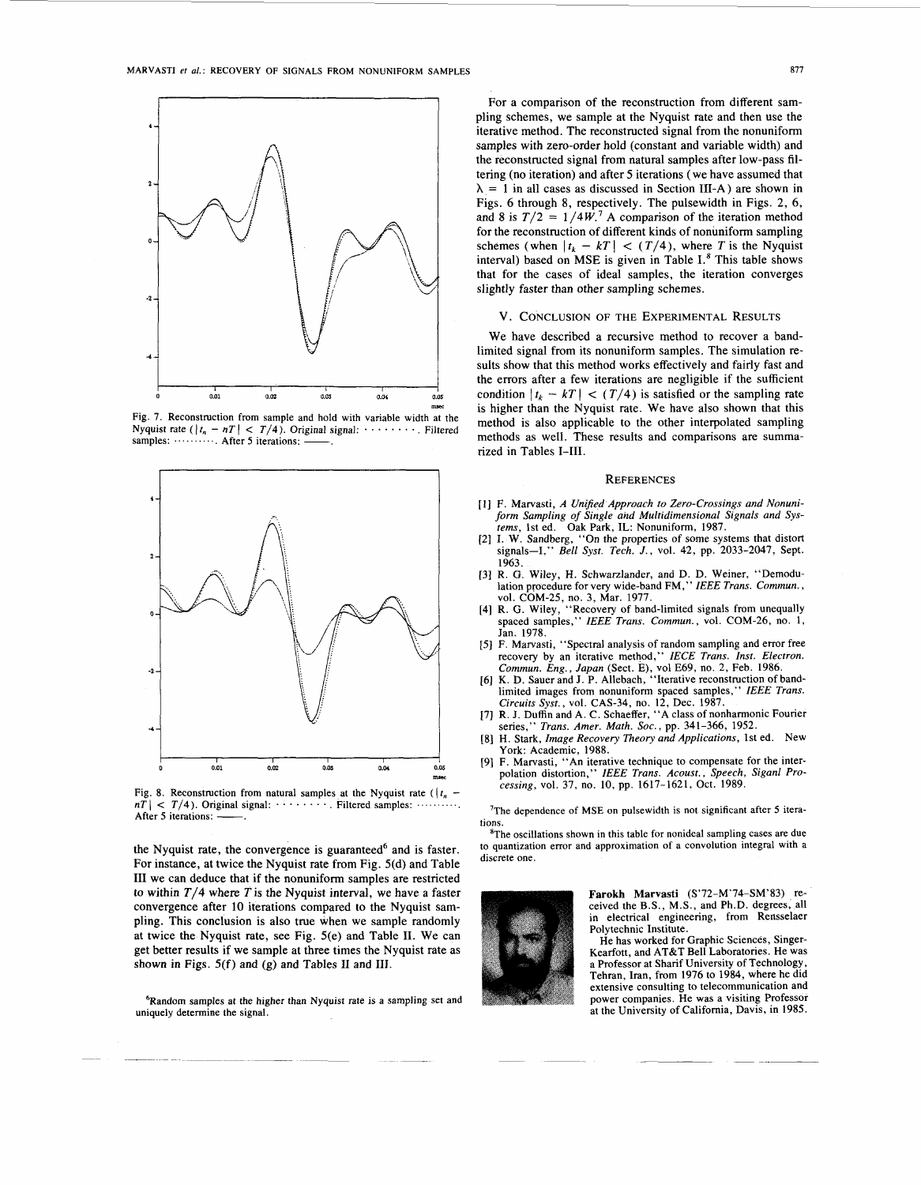Fig. 7. Reconstruction from sample and hold with variable width at the Nyquist rate ($|t_n - nT| < T/4$). Original signal: ·········. Filtered samples: ··········. After 5 iterations: ——.

Fig. 8. Reconstruction from natural samples at the Nyquist rate ($|t_n - nT| < T/4$). Original signal: ·········. Filtered samples: ··········. After 5 iterations: ——.

the Nyquist rate, the convergence is guaranteed[6] and is faster. For instance, at twice the Nyquist rate from Fig. 5(d) and Table III we can deduce that if the nonuniform samples are restricted to within $T/4$ where $T$ is the Nyquist interval, we have a faster convergence after 10 iterations compared to the Nyquist sampling. This conclusion is also true when we sample randomly at twice the Nyquist rate, see Fig. 5(e) and Table II. We can get better results if we sample at three times the Nyquist rate as shown in Figs. 5(f) and (g) and Tables II and III.

For a comparison of the reconstruction from different sampling schemes, we sample at the Nyquist rate and then use the iterative method. The reconstructed signal from the nonuniform samples with zero-order hold (constant and variable width) and the reconstructed signal from natural samples after low-pass filtering (no iteration) and after 5 iterations (we have assumed that $\lambda = 1$ in all cases as discussed in Section III-A) are shown in Figs. 6 through 8, respectively. The pulsewidth in Figs. 2, 6, and 8 is $T/2 = 1/4W$.[7] A comparison of the iteration method for the reconstruction of different kinds of nonuniform sampling schemes (when $|t_k - kT| < (T/4)$, where $T$ is the Nyquist interval) based on MSE is given in Table I.[8] This table shows that for the cases of ideal samples, the iteration converges slightly faster than other sampling schemes.

## V. Conclusion of the Experimental Results

We have described a recursive method to recover a band-limited signal from its nonuniform samples. The simulation results show that this method works effectively and fairly fast and the errors after a few iterations are negligible if the sufficient condition $|t_k - kT| < (T/4)$ is satisfied or the sampling rate is higher than the Nyquist rate. We have also shown that this method is also applicable to the other interpolated sampling methods as well. These results and comparisons are summarized in Tables I–III.

## References

[1] F. Marvasti, *A Unified Approach to Zero-Crossings and Nonuniform Sampling of Single and Multidimensional Signals and Systems*, 1st ed. Oak Park, IL: Nonuniform, 1987.

[2] I. W. Sandberg, "On the properties of some systems that distort signals—I," *Bell Syst. Tech. J.*, vol. 42, pp. 2033–2047, Sept. 1963.

[3] R. G. Wiley, H. Schwarzlander, and D. D. Weiner, "Demodulation procedure for very wide-band FM," *IEEE Trans. Commun.*, vol. COM-25, no. 3, Mar. 1977.

[4] R. G. Wiley, "Recovery of band-limited signals from unequally spaced samples," *IEEE Trans. Commun.*, vol. COM-26, no. 1, Jan. 1978.

[5] F. Marvasti, "Spectral analysis of random sampling and error free recovery by an iterative method," *IECE Trans. Inst. Electron. Commun. Eng., Japan* (Sect. E), vol E69, no. 2, Feb. 1986.

[6] K. D. Sauer and J. P. Allebach, "Iterative reconstruction of band-limited images from nonuniform spaced samples," *IEEE Trans. Circuits Syst.*, vol. CAS-34, no. 12, Dec. 1987.

[7] R. J. Duffin and A. C. Schaeffer, "A class of nonharmonic Fourier series," *Trans. Amer. Math. Soc.*, pp. 341–366, 1952.

[8] H. Stark, *Image Recovery Theory and Applications*, 1st ed. New York: Academic, 1988.

[9] F. Marvasti, "An iterative technique to compensate for the interpolation distortion," *IEEE Trans. Acoust., Speech, Siganl Processing*, vol. 37, no. 10, pp. 1617–1621, Oct. 1989.

[6] Random samples at the higher than Nyquist rate is a sampling set and uniquely determine the signal.

[7] The dependence of MSE on pulsewidth is not significant after 5 iterations.

[8] The oscillations shown in this table for nonideal sampling cases are due to quantization error and approximation of a convolution integral with a discrete one.

**Farokh Marvasti** (S'72–M'74–SM'83) received the B.S., M.S., and Ph.D. degrees, all in electrical engineering, from Rensselaer Polytechnic Institute.

He has worked for Graphic Sciences, Singer-Kearfott, and AT&T Bell Laboratories. He was a Professor at Sharif University of Technology, Tehran, Iran, from 1976 to 1984, where he did extensive consulting to telecommunication and power companies. He was a visiting Professor at the University of California, Davis, in 1985.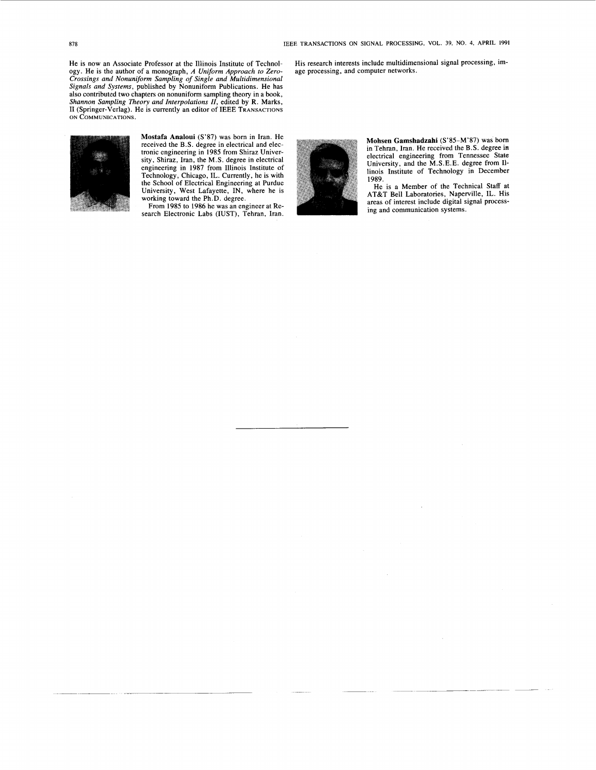He is now an Associate Professor at the Illinois Institute of Technology. He is the author of a monograph, *A Uniform Approach to Zero-Crossings and Nonuniform Sampling of Single and Multidimensional Signals and Systems*, published by Nonuniform Publications. He has also contributed two chapters on nonuniform sampling theory in a book, *Shannon Sampling Theory and Interpolations II*, edited by R. Marks, II (Springer-Verlag). He is currently an editor of IEEE TRANSACTIONS ON COMMUNICATIONS.

His research interests include multidimensional signal processing, image processing, and computer networks.

**Mostafa Analoui** (S'87) was born in Iran. He received the B.S. degree in electrical and electronic engineering in 1985 from Shiraz University, Shiraz, Iran, the M.S. degree in electrical engineering in 1987 from Illinois Institute of Technology, Chicago, IL. Currently, he is with the School of Electrical Engineering at Purdue University, West Lafayette, IN, where he is working toward the Ph.D. degree.

From 1985 to 1986 he was an engineer at Research Electronic Labs (IUST), Tehran, Iran.

**Mohsen Gamshadzahi** (S'85–M'87) was born in Tehran, Iran. He received the B.S. degree in electrical engineering from Tennessee State University, and the M.S.E.E. degree from Illinois Institute of Technology in December 1989.

He is a Member of the Technical Staff at AT&T Bell Laboratories, Naperville, IL. His areas of interest include digital signal processing and communication systems.